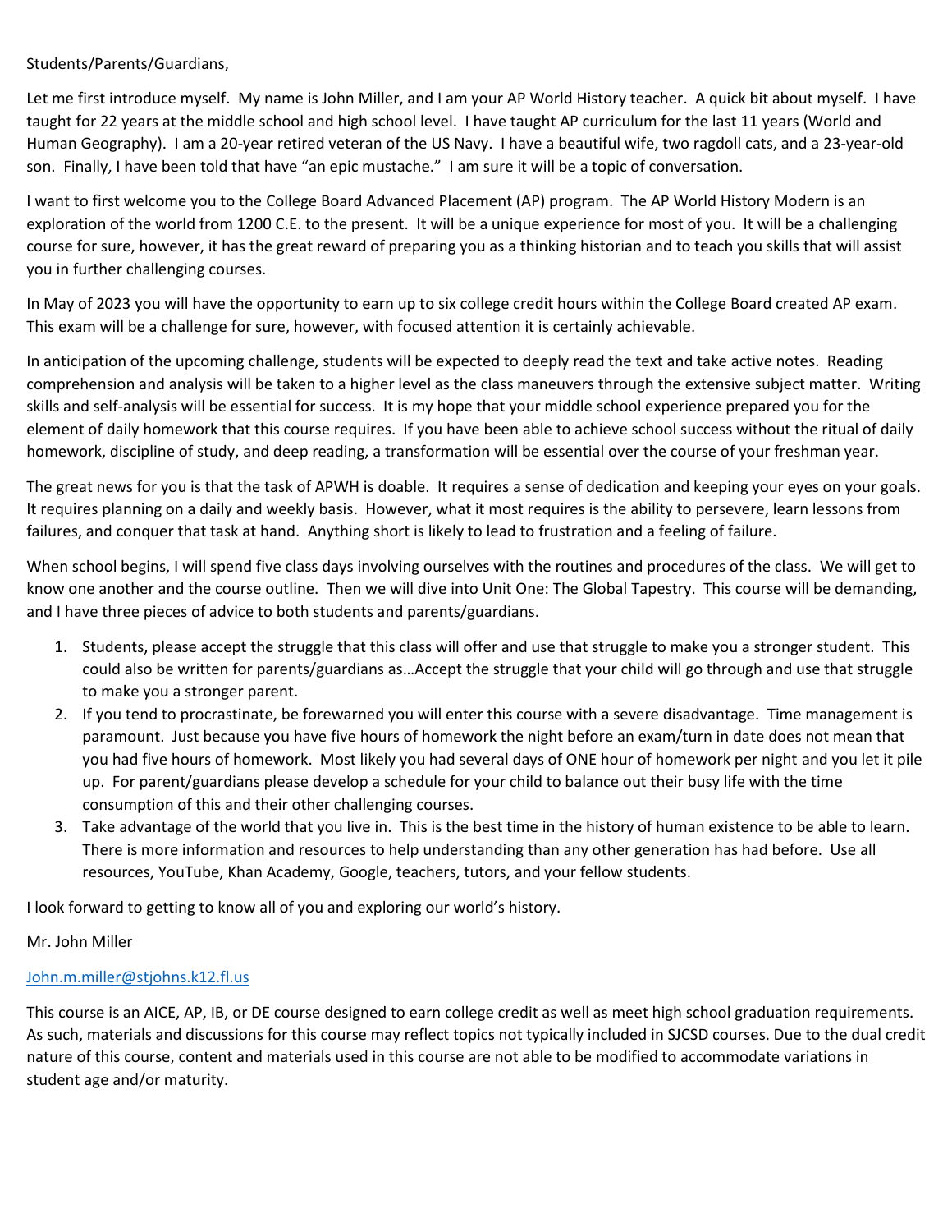Students/Parents/Guardians,

Let me first introduce myself. My name is John Miller, and I am your AP World History teacher. A quick bit about myself. I have taught for 22 years at the middle school and high school level. I have taught AP curriculum for the last 11 years (World and Human Geography). I am a 20-year retired veteran of the US Navy. I have a beautiful wife, two ragdoll cats, and a 23-year-old son. Finally, I have been told that have "an epic mustache." I am sure it will be a topic of conversation.

I want to first welcome you to the College Board Advanced Placement (AP) program. The AP World History Modern is an exploration of the world from 1200 C.E. to the present. It will be a unique experience for most of you. It will be a challenging course for sure, however, it has the great reward of preparing you as a thinking historian and to teach you skills that will assist you in further challenging courses.

In May of 2023 you will have the opportunity to earn up to six college credit hours within the College Board created AP exam. This exam will be a challenge for sure, however, with focused attention it is certainly achievable.

In anticipation of the upcoming challenge, students will be expected to deeply read the text and take active notes. Reading comprehension and analysis will be taken to a higher level as the class maneuvers through the extensive subject matter. Writing skills and self-analysis will be essential for success. It is my hope that your middle school experience prepared you for the element of daily homework that this course requires. If you have been able to achieve school success without the ritual of daily homework, discipline of study, and deep reading, a transformation will be essential over the course of your freshman year.

The great news for you is that the task of APWH is doable. It requires a sense of dedication and keeping your eyes on your goals. It requires planning on a daily and weekly basis. However, what it most requires is the ability to persevere, learn lessons from failures, and conquer that task at hand. Anything short is likely to lead to frustration and a feeling of failure.

When school begins, I will spend five class days involving ourselves with the routines and procedures of the class. We will get to know one another and the course outline. Then we will dive into Unit One: The Global Tapestry. This course will be demanding, and I have three pieces of advice to both students and parents/guardians.

1. Students, please accept the struggle that this class will offer and use that struggle to make you a stronger student. This could also be written for parents/guardians as…Accept the struggle that your child will go through and use that struggle to make you a stronger parent.
2. If you tend to procrastinate, be forewarned you will enter this course with a severe disadvantage. Time management is paramount. Just because you have five hours of homework the night before an exam/turn in date does not mean that you had five hours of homework. Most likely you had several days of ONE hour of homework per night and you let it pile up. For parent/guardians please develop a schedule for your child to balance out their busy life with the time consumption of this and their other challenging courses.
3. Take advantage of the world that you live in. This is the best time in the history of human existence to be able to learn. There is more information and resources to help understanding than any other generation has had before. Use all resources, YouTube, Khan Academy, Google, teachers, tutors, and your fellow students.

I look forward to getting to know all of you and exploring our world's history.

Mr. John Miller

John.m.miller@stjohns.k12.fl.us

This course is an AICE, AP, IB, or DE course designed to earn college credit as well as meet high school graduation requirements. As such, materials and discussions for this course may reflect topics not typically included in SJCSD courses. Due to the dual credit nature of this course, content and materials used in this course are not able to be modified to accommodate variations in student age and/or maturity.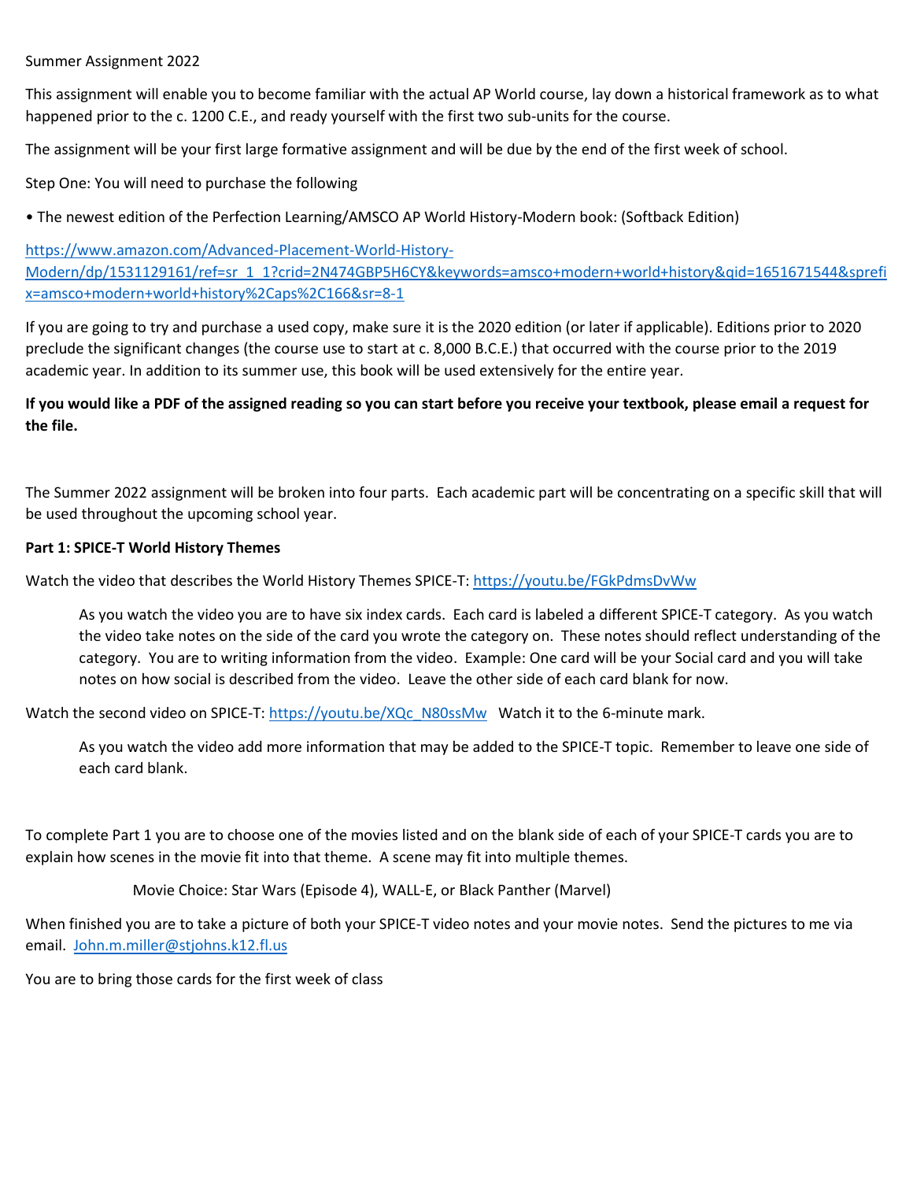Summer Assignment 2022

This assignment will enable you to become familiar with the actual AP World course, lay down a historical framework as to what happened prior to the c. 1200 C.E., and ready yourself with the first two sub-units for the course.

The assignment will be your first large formative assignment and will be due by the end of the first week of school.

Step One: You will need to purchase the following

- The newest edition of the Perfection Learning/AMSCO AP World History-Modern book: (Softback Edition)

https://www.amazon.com/Advanced-Placement-World-History-Modern/dp/1531129161/ref=sr_1_1?crid=2N474GBP5H6CY&keywords=amsco+modern+world+history&qid=1651671544&sprefix=amsco+modern+world+history%2Caps%2C166&sr=8-1

If you are going to try and purchase a used copy, make sure it is the 2020 edition (or later if applicable). Editions prior to 2020 preclude the significant changes (the course use to start at c. 8,000 B.C.E.) that occurred with the course prior to the 2019 academic year. In addition to its summer use, this book will be used extensively for the entire year.

**If you would like a PDF of the assigned reading so you can start before you receive your textbook, please email a request for the file.**

The Summer 2022 assignment will be broken into four parts. Each academic part will be concentrating on a specific skill that will be used throughout the upcoming school year.

**Part 1: SPICE-T World History Themes**

Watch the video that describes the World History Themes SPICE-T: https://youtu.be/FGkPdmsDvWw

> As you watch the video you are to have six index cards. Each card is labeled a different SPICE-T category. As you watch the video take notes on the side of the card you wrote the category on. These notes should reflect understanding of the category. You are to writing information from the video. Example: One card will be your Social card and you will take notes on how social is described from the video. Leave the other side of each card blank for now.

Watch the second video on SPICE-T: https://youtu.be/XQc_N80ssMw Watch it to the 6-minute mark.

> As you watch the video add more information that may be added to the SPICE-T topic. Remember to leave one side of each card blank.

To complete Part 1 you are to choose one of the movies listed and on the blank side of each of your SPICE-T cards you are to explain how scenes in the movie fit into that theme. A scene may fit into multiple themes.

> Movie Choice: Star Wars (Episode 4), WALL-E, or Black Panther (Marvel)

When finished you are to take a picture of both your SPICE-T video notes and your movie notes. Send the pictures to me via email. John.m.miller@stjohns.k12.fl.us

You are to bring those cards for the first week of class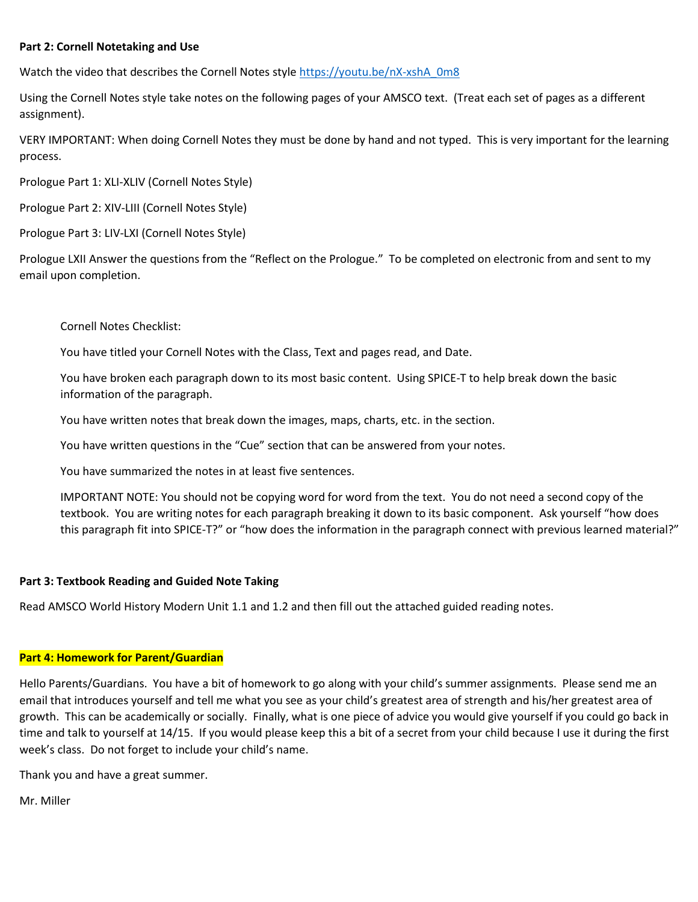**Part 2: Cornell Notetaking and Use**

Watch the video that describes the Cornell Notes style [https://youtu.be/nX-xshA_0m8](https://youtu.be/nX-xshA_0m8)

Using the Cornell Notes style take notes on the following pages of your AMSCO text. (Treat each set of pages as a different assignment).

VERY IMPORTANT: When doing Cornell Notes they must be done by hand and not typed. This is very important for the learning process.

Prologue Part 1: XLI-XLIV (Cornell Notes Style)

Prologue Part 2: XIV-LIII (Cornell Notes Style)

Prologue Part 3: LIV-LXI (Cornell Notes Style)

Prologue LXII Answer the questions from the "Reflect on the Prologue." To be completed on electronic from and sent to my email upon completion.

Cornell Notes Checklist:

You have titled your Cornell Notes with the Class, Text and pages read, and Date.

You have broken each paragraph down to its most basic content. Using SPICE-T to help break down the basic information of the paragraph.

You have written notes that break down the images, maps, charts, etc. in the section.

You have written questions in the "Cue" section that can be answered from your notes.

You have summarized the notes in at least five sentences.

IMPORTANT NOTE: You should not be copying word for word from the text. You do not need a second copy of the textbook. You are writing notes for each paragraph breaking it down to its basic component. Ask yourself "how does this paragraph fit into SPICE-T?" or "how does the information in the paragraph connect with previous learned material?"

**Part 3: Textbook Reading and Guided Note Taking**

Read AMSCO World History Modern Unit 1.1 and 1.2 and then fill out the attached guided reading notes.

**Part 4: Homework for Parent/Guardian**

Hello Parents/Guardians. You have a bit of homework to go along with your child's summer assignments. Please send me an email that introduces yourself and tell me what you see as your child's greatest area of strength and his/her greatest area of growth. This can be academically or socially. Finally, what is one piece of advice you would give yourself if you could go back in time and talk to yourself at 14/15. If you would please keep this a bit of a secret from your child because I use it during the first week's class. Do not forget to include your child's name.

Thank you and have a great summer.

Mr. Miller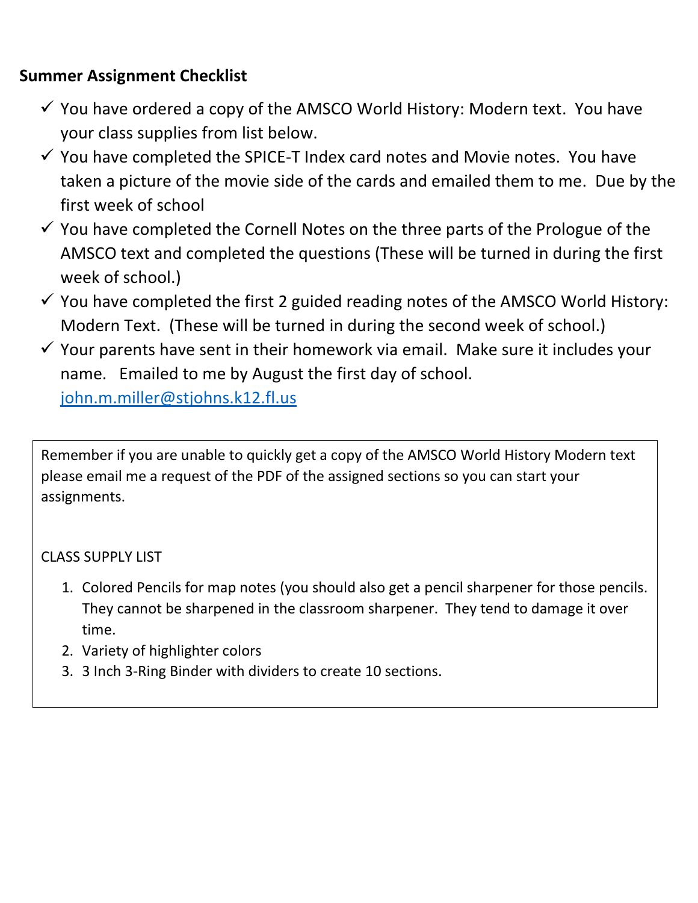**Summary Assignment Checklist**

- ✓ You have ordered a copy of the AMSCO World History: Modern text. You have your class supplies from list below.
- ✓ You have completed the SPICE-T Index card notes and Movie notes. You have taken a picture of the movie side of the cards and emailed them to me. Due by the first week of school
- ✓ You have completed the Cornell Notes on the three parts of the Prologue of the AMSCO text and completed the questions (These will be turned in during the first week of school.)
- ✓ You have completed the first 2 guided reading notes of the AMSCO World History: Modern Text. (These will be turned in during the second week of school.)
- ✓ Your parents have sent in their homework via email. Make sure it includes your name. Emailed to me by August the first day of school. [john.m.miller@stjohns.k12.fl.us](mailto:john.m.miller@stjohns.k12.fl.us)

Remember if you are unable to quickly get a copy of the AMSCO World History Modern text please email me a request of the PDF of the assigned sections so you can start your assignments.

CLASS SUPPLY LIST

1. Colored Pencils for map notes (you should also get a pencil sharpener for those pencils. They cannot be sharpened in the classroom sharpener. They tend to damage it over time.
2. Variety of highlighter colors
3. 3 Inch 3-Ring Binder with dividers to create 10 sections.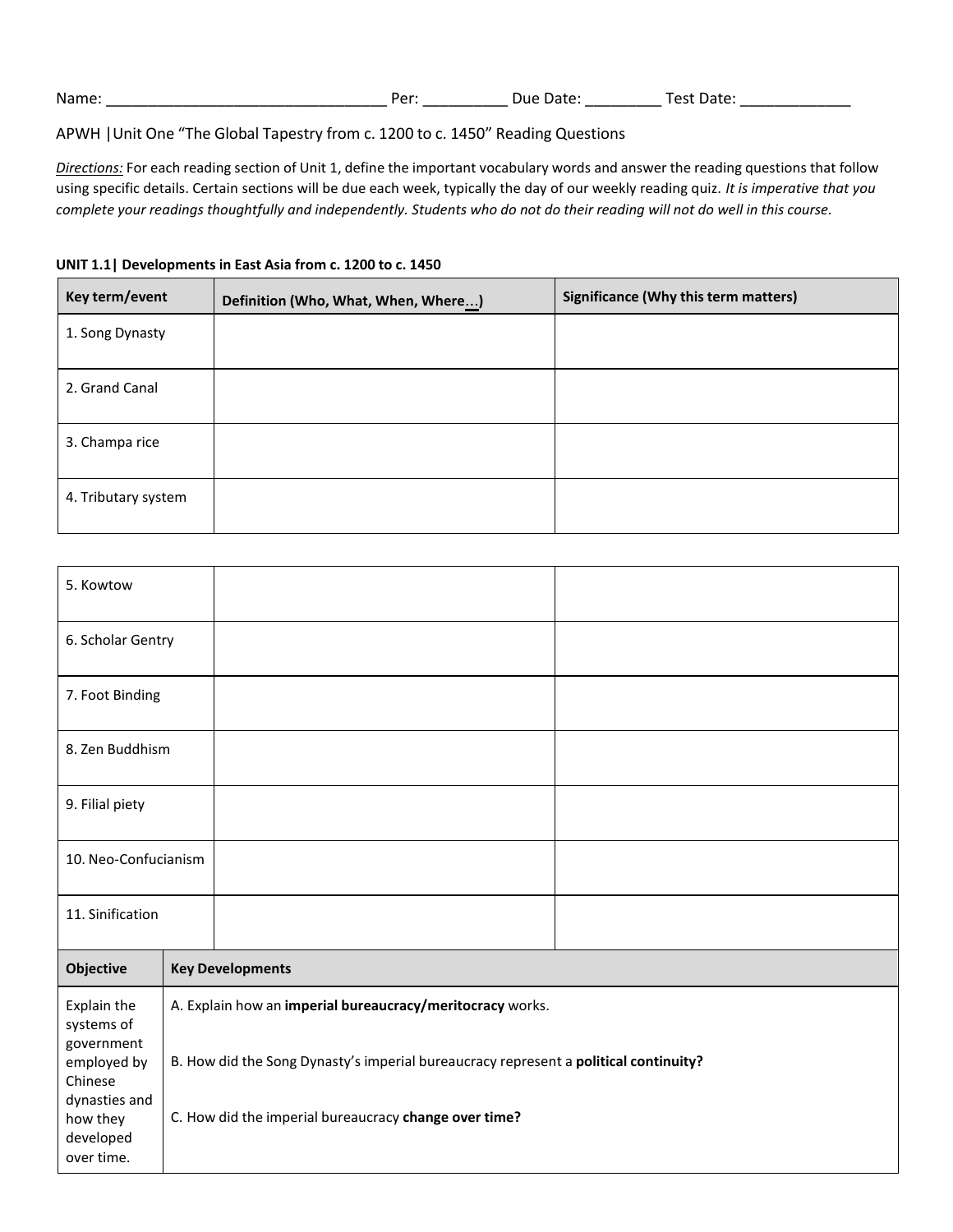Name: _________________________________ Per: __________ Due Date: _________ Test Date: _____________

APWH |Unit One "The Global Tapestry from c. 1200 to c. 1450" Reading Questions

*Directions:* For each reading section of Unit 1, define the important vocabulary words and answer the reading questions that follow using specific details. Certain sections will be due each week, typically the day of our weekly reading quiz. *It is imperative that you complete your readings thoughtfully and independently. Students who do not do their reading will not do well in this course.*

**UNIT 1.1| Developments in East Asia from c. 1200 to c. 1450**

| Key term/event | Definition (Who, What, When, Where...) | Significance (Why this term matters) |
|---|---|---|
| 1. Song Dynasty | | |
| 2. Grand Canal | | |
| 3. Champa rice | | |
| 4. Tributary system | | |
| 5. Kowtow | | |
| 6. Scholar Gentry | | |
| 7. Foot Binding | | |
| 8. Zen Buddhism | | |
| 9. Filial piety | | |
| 10. Neo-Confucianism | | |
| 11. Sinification | | |

| Objective | Key Developments |
|---|---|
| Explain the systems of government employed by Chinese dynasties and how they developed over time. | A. Explain how an **imperial bureaucracy/meritocracy** works.<br><br>B. How did the Song Dynasty's imperial bureaucracy represent a **political continuity?**<br><br>C. How did the imperial bureaucracy **change over time?** |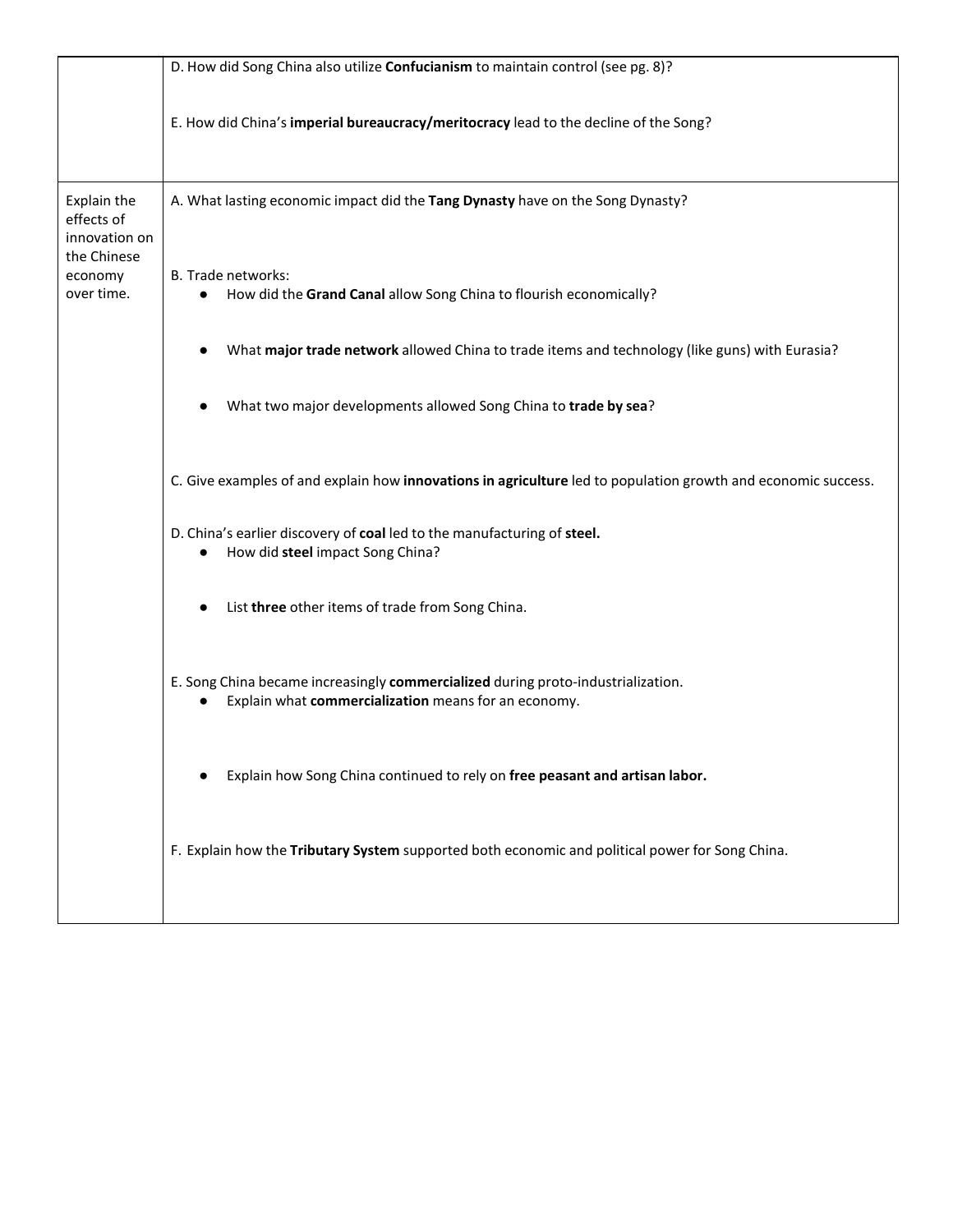| | |
|---|---|
| | D. How did Song China also utilize **Confucianism** to maintain control (see pg. 8)?<br><br>E. How did China's **imperial bureaucracy/meritocracy** lead to the decline of the Song? |
| Explain the effects of innovation on the Chinese economy over time. | A. What lasting economic impact did the **Tang Dynasty** have on the Song Dynasty?<br><br>B. Trade networks:<br>● How did the **Grand Canal** allow Song China to flourish economically?<br><br>● What **major trade network** allowed China to trade items and technology (like guns) with Eurasia?<br><br>● What two major developments allowed Song China to **trade by sea**?<br><br>C. Give examples of and explain how **innovations in agriculture** led to population growth and economic success.<br><br>D. China's earlier discovery of **coal** led to the manufacturing of **steel.**<br>● How did **steel** impact Song China?<br><br>● List **three** other items of trade from Song China.<br><br>E. Song China became increasingly **commercialized** during proto-industrialization.<br>● Explain what **commercialization** means for an economy.<br><br>● Explain how Song China continued to rely on **free peasant and artisan labor.**<br><br>F. Explain how the **Tributary System** supported both economic and political power for Song China. |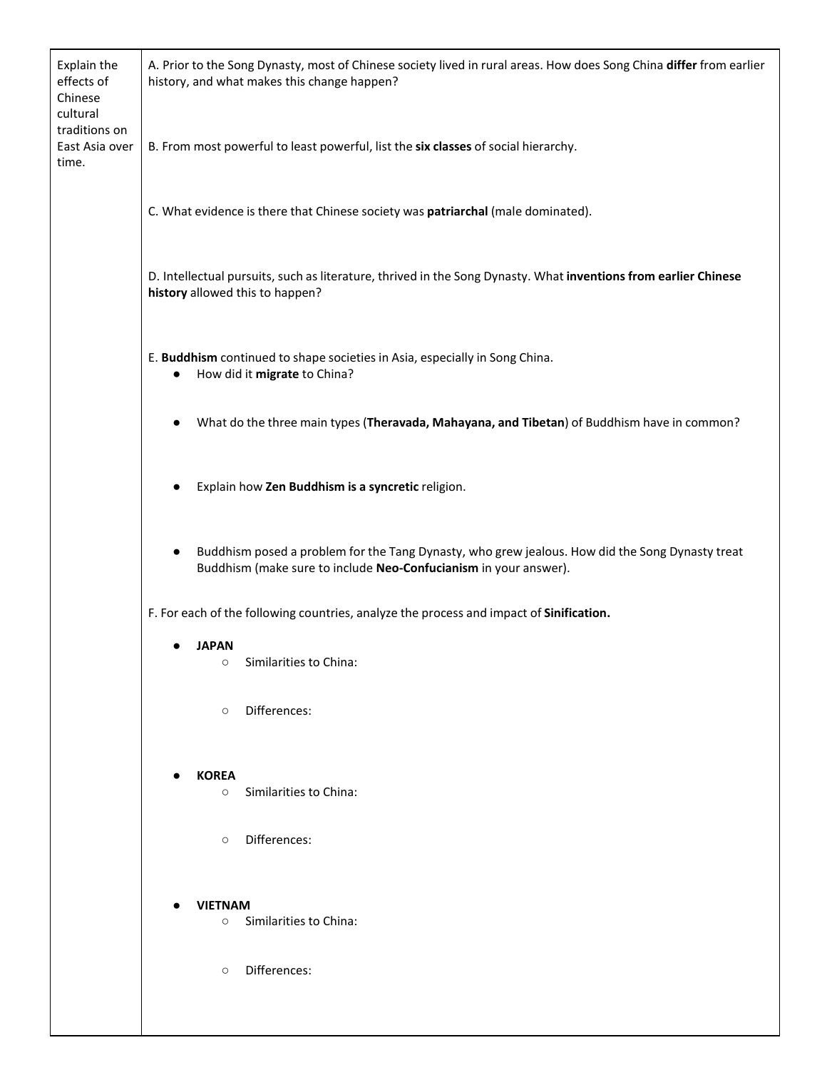| | |
|---|---|
| Explain the effects of Chinese cultural traditions on East Asia over time. | A. Prior to the Song Dynasty, most of Chinese society lived in rural areas. How does Song China **differ** from earlier history, and what makes this change happen?<br><br>B. From most powerful to least powerful, list the **six classes** of social hierarchy.<br><br>C. What evidence is there that Chinese society was **patriarchal** (male dominated).<br><br>D. Intellectual pursuits, such as literature, thrived in the Song Dynasty. What **inventions from earlier Chinese history** allowed this to happen?<br><br>E. **Buddhism** continued to shape societies in Asia, especially in Song China.<br>● How did it **migrate** to China?<br>● What do the three main types (**Theravada, Mahayana, and Tibetan**) of Buddhism have in common?<br>● Explain how **Zen Buddhism is a syncretic** religion.<br>● Buddhism posed a problem for the Tang Dynasty, who grew jealous. How did the Song Dynasty treat Buddhism (make sure to include **Neo-Confucianism** in your answer).<br><br>F. For each of the following countries, analyze the process and impact of **Sinification.**<br>● **JAPAN**<br>○ Similarities to China:<br>○ Differences:<br>● **KOREA**<br>○ Similarities to China:<br>○ Differences:<br>● **VIETNAM**<br>○ Similarities to China:<br>○ Differences: |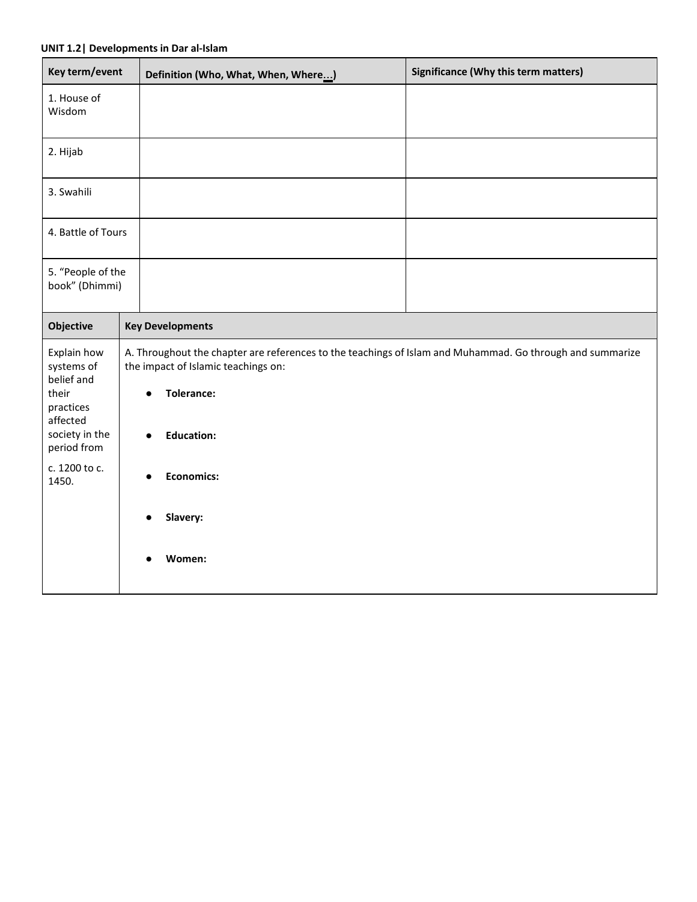**UNIT 1.2| Developments in Dar al-Islam**

| Key term/event | Definition (Who, What, When, Where...) | Significance (Why this term matters) |
|---|---|---|
| 1. House of Wisdom | | |
| 2. Hijab | | |
| 3. Swahili | | |
| 4. Battle of Tours | | |
| 5. “People of the book” (Dhimmi) | | |

| Objective | Key Developments |
|---|---|
| Explain how systems of belief and their practices affected society in the period from c. 1200 to c. 1450. | A. Throughout the chapter are references to the teachings of Islam and Muhammad. Go through and summarize the impact of Islamic teachings on: <br>• **Tolerance:** <br>• **Education:** <br>• **Economics:** <br>• **Slavery:** <br>• **Women:** |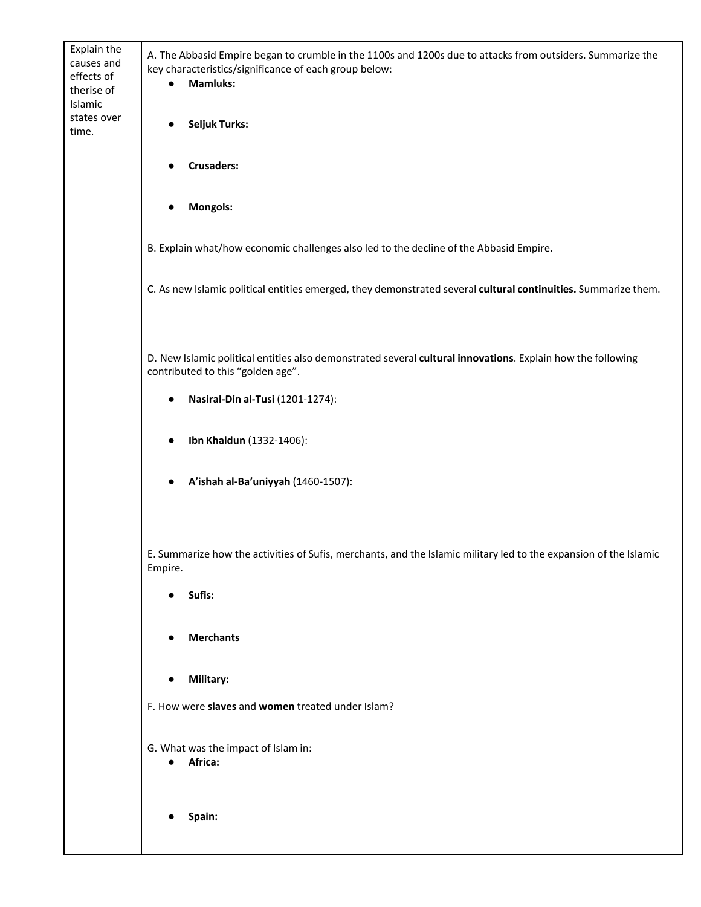| | |
|---|---|
| Explain the causes and effects of therise of Islamic states over time. | A. The Abbasid Empire began to crumble in the 1100s and 1200s due to attacks from outsiders. Summarize the key characteristics/significance of each group below:<br>● **Mamluks:**<br><br>● **Seljuk Turks:**<br><br>● **Crusaders:**<br><br>● **Mongols:**<br><br>B. Explain what/how economic challenges also led to the decline of the Abbasid Empire.<br><br>C. As new Islamic political entities emerged, they demonstrated several **cultural continuities.** Summarize them.<br><br>D. New Islamic political entities also demonstrated several **cultural innovations**. Explain how the following contributed to this "golden age".<br>● **Nasiral-Din al-Tusi** (1201-1274):<br><br>● **Ibn Khaldun** (1332-1406):<br><br>● **A'ishah al-Ba'uniyyah** (1460-1507):<br><br>E. Summarize how the activities of Sufis, merchants, and the Islamic military led to the expansion of the Islamic Empire.<br>● **Sufis:**<br><br>● **Merchants**<br><br>● **Military:**<br><br>F. How were **slaves** and **women** treated under Islam?<br><br>G. What was the impact of Islam in:<br>● **Africa:**<br><br>● **Spain:** |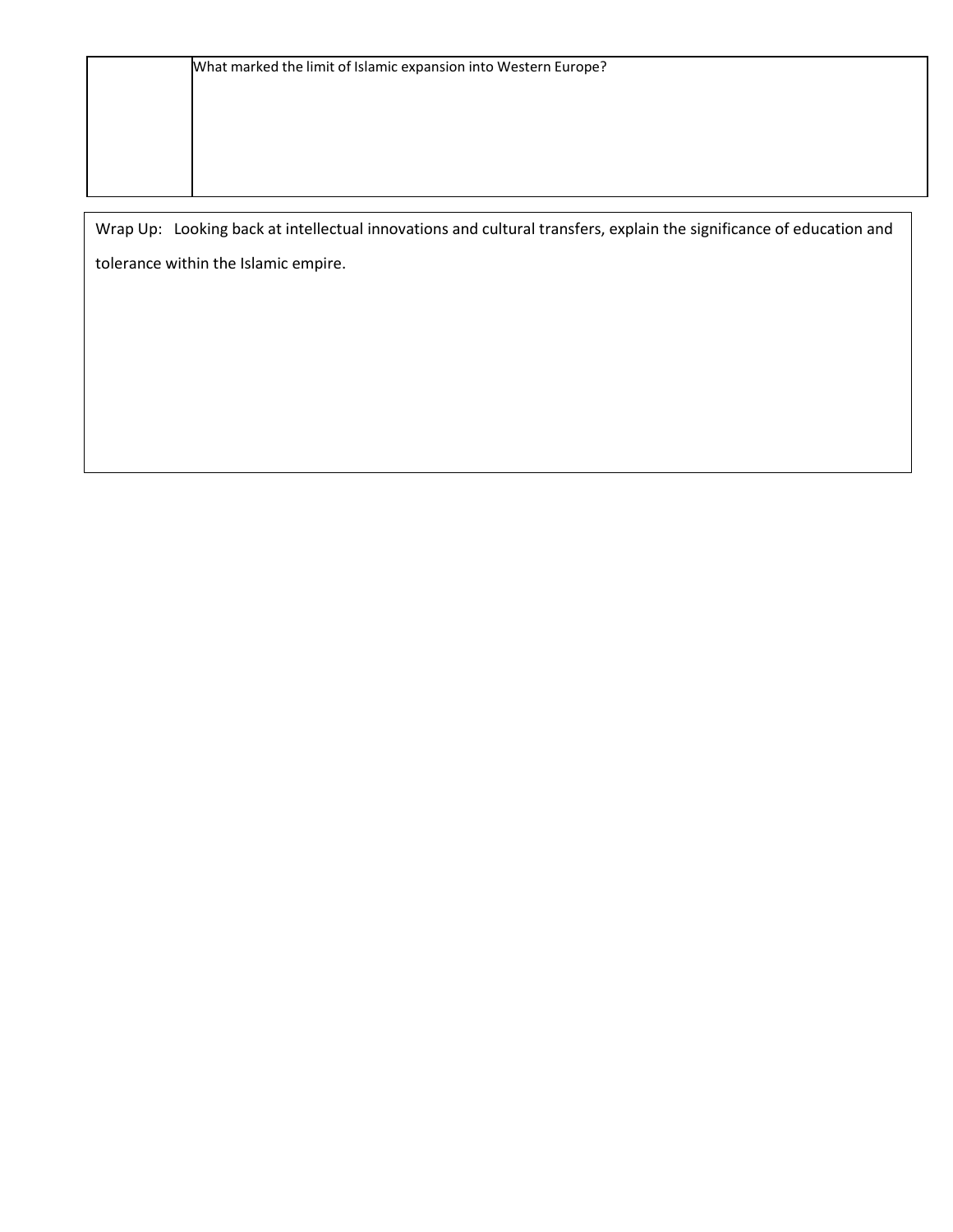| | |
|---|---|
| | What marked the limit of Islamic expansion into Western Europe? |

Wrap Up: Looking back at intellectual innovations and cultural transfers, explain the significance of education and tolerance within the Islamic empire.